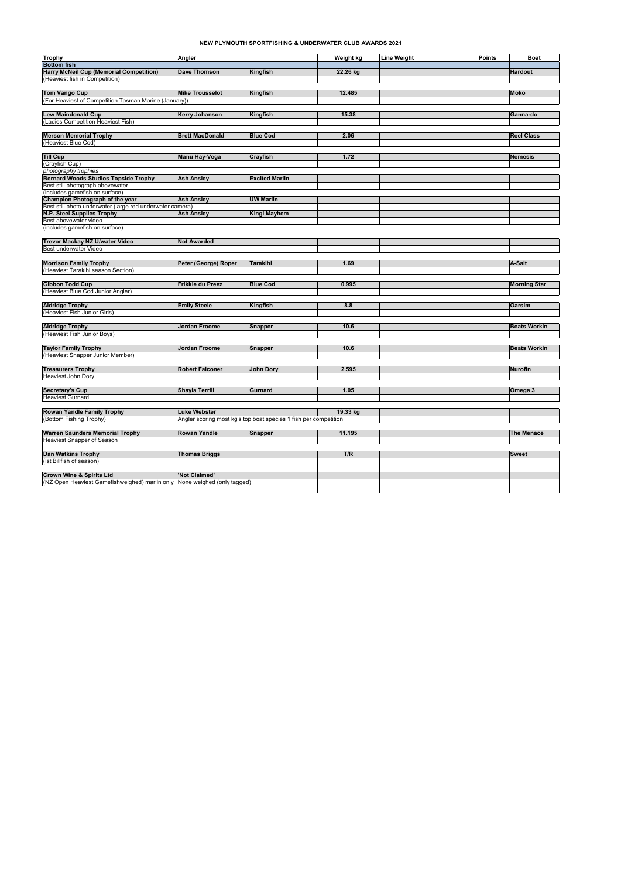# NEW PLYMOUTH SPORTFISHING & UNDERWATER CLUB AWARDS 2021

| Trophy | Angler | | Weight kg | Line Weight | | Points | Boat |
|---|---|---|---|---|---|---|---|
| **Bottom fish** | | | | | | | |
| **Harry McNeil Cup (Memorial Competition)** | **Dave Thomson** | **Kingfish** | **22.26 kg** | | | | **Hardout** |
| (Heaviest fish in Competition) | | | | | | | |
| | | | | | | | |
| **Tom Vango Cup** | **Mike Trousselot** | **Kingfish** | **12.485** | | | | **Moko** |
| (For Heaviest of Competition Tasman Marine (January)) | | | | | | | |
| | | | | | | | |
| **Lew Maindonald Cup** | **Kerry Johanson** | **Kingfish** | **15.38** | | | | **Ganna-do** |
| (Ladies Competition Heaviest Fish) | | | | | | | |
| | | | | | | | |
| **Merson Memorial Trophy** | **Brett MacDonald** | **Blue Cod** | **2.06** | | | | **Reel Class** |
| (Heaviest Blue Cod) | | | | | | | |
| | | | | | | | |
| **Till Cup** | **Manu Hay-Vega** | **Crayfish** | **1.72** | | | | **Nemesis** |
| (Crayfish Cup) | | | | | | | |
| *photography trophies* | | | | | | | |
| **Bernard Woods Studios Topside Trophy** | **Ash Ansley** | **Excited Marlin** | | | | | |
| Best still photograph abovewater | | | | | | | |
| (includes gamefish on surface) | | | | | | | |
| **Champion Photograph of the year** | **Ash Ansley** | **UW Marlin** | | | | | |
| Best still photo underwater (large red underwater camera) | | | | | | | |
| **N.P. Steel Supplies Trophy** | **Ash Ansley** | **Kingi Mayhem** | | | | | |
| Best abovewater video | | | | | | | |
| (includes gamefish on surface) | | | | | | | |
| | | | | | | | |
| **Trevor Mackay NZ U/water Video** | **Not Awarded** | | | | | | |
| Best underwater Video | | | | | | | |
| | | | | | | | |
| **Morrison Family Trophy** | **Peter (George) Roper** | **Tarakihi** | **1.69** | | | | **A-Salt** |
| (Heaviest Tarakihi season Section) | | | | | | | |
| | | | | | | | |
| **Gibbon Todd Cup** | **Frikkie du Preez** | **Blue Cod** | **0.995** | | | | **Morning Star** |
| (Heaviest Blue Cod Junior Angler) | | | | | | | |
| | | | | | | | |
| **Aldridge Trophy** | **Emily Steele** | **Kingfish** | **8.8** | | | | **Oarsim** |
| (Heaviest Fish Junior Girls) | | | | | | | |
| | | | | | | | |
| **Aldridge Trophy** | **Jordan Froome** | **Snapper** | **10.6** | | | | **Beats Workin** |
| (Heaviest Fish Junior Boys) | | | | | | | |
| | | | | | | | |
| **Taylor Family Trophy** | **Jordan Froome** | **Snapper** | **10.6** | | | | **Beats Workin** |
| (Heaviest Snapper Junior Member) | | | | | | | |
| | | | | | | | |
| **Treasurers Trophy** | **Robert Falconer** | **John Dory** | **2.595** | | | | **Nurofin** |
| Heaviest John Dory | | | | | | | |
| | | | | | | | |
| **Secretary's Cup** | **Shayla Terrill** | **Gurnard** | **1.05** | | | | **Omega 3** |
| Heaviest Gurnard | | | | | | | |
| | | | | | | | |
| **Rowan Yandle Family Trophy** | **Luke Webster** | | **19.33 kg** | | | | |
| (Bottom Fishing Trophy) | Angler scoring most kg's top boat species 1 fish per competition | | | | | | |
| | | | | | | | |
| **Warren Saunders Memorial Trophy** | **Rowan Yandle** | **Snapper** | **11.195** | | | | **The Menace** |
| Heaviest Snapper of Season | | | | | | | |
| | | | | | | | |
| **Dan Watkins Trophy** | **Thomas Briggs** | | **T/R** | | | | **Sweet** |
| (Ist Billfish of season) | | | | | | | |
| | | | | | | | |
| **Crown Wine & Spirits Ltd** | **'Not Claimed'** | | | | | | |
| (NZ Open Heaviest Gamefishweighed) marlin only | None weighed (only tagged) | | | | | | |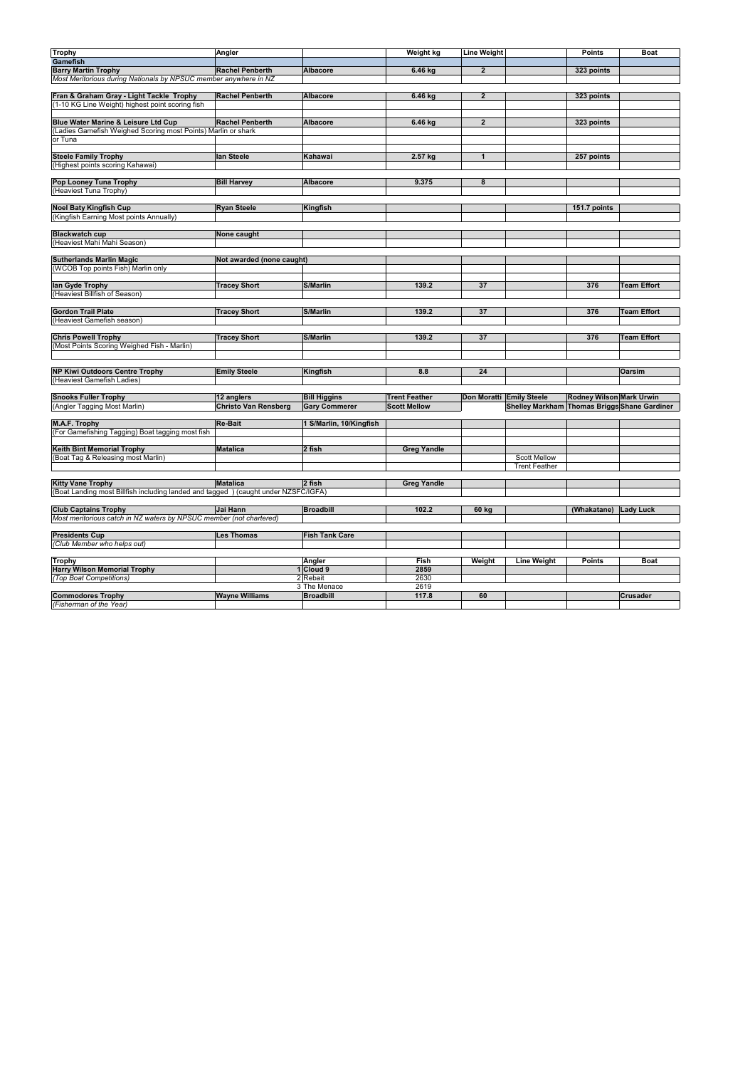| Trophy | Angler | | Weight kg | Line Weight | | Points | Boat |
|---|---|---|---|---|---|---|---|
| **Gamefish** | | | | | | | |
| **Barry Martin Trophy** | **Rachel Penberth** | **Albacore** | **6.46 kg** | **2** | | **323 points** | |
| *Most Meritorious during Nationals by NPSUC member anywhere in NZ* | | | | | | | |
| **Fran & Graham Gray - Light Tackle Trophy** | **Rachel Penberth** | **Albacore** | **6.46 kg** | **2** | | **323 points** | |
| (1-10 KG Line Weight) highest point scoring fish | | | | | | | |
| **Blue Water Marine & Leisure Ltd Cup** | **Rachel Penberth** | **Albacore** | **6.46 kg** | **2** | | **323 points** | |
| (Ladies Gamefish Weighed Scoring most Points) Marlin or shark or Tuna | | | | | | | |
| **Steele Family Trophy** | **Ian Steele** | **Kahawai** | **2.57 kg** | **1** | | **257 points** | |
| (Highest points scoring Kahawai) | | | | | | | |
| **Pop Looney Tuna Trophy** | **Bill Harvey** | **Albacore** | **9.375** | **8** | | | |
| (Heaviest Tuna Trophy) | | | | | | | |
| **Noel Baty Kingfish Cup** | **Ryan Steele** | **Kingfish** | | | | **151.7 points** | |
| (Kingfish Earning Most points Annually) | | | | | | | |
| **Blackwatch cup** | **None caught** | | | | | | |
| (Heaviest Mahi Mahi Season) | | | | | | | |
| **Sutherlands Marlin Magic** | **Not awarded (none caught)** | | | | | | |
| (WCOB Top points Fish) Marlin only | | | | | | | |
| **Ian Gyde Trophy** | **Tracey Short** | **S/Marlin** | **139.2** | **37** | | **376** | **Team Effort** |
| (Heaviest Billfish of Season) | | | | | | | |
| **Gordon Trail Plate** | **Tracey Short** | **S/Marlin** | **139.2** | **37** | | **376** | **Team Effort** |
| (Heaviest Gamefish season) | | | | | | | |
| **Chris Powell Trophy** | **Tracey Short** | **S/Marlin** | **139.2** | **37** | | **376** | **Team Effort** |
| (Most Points Scoring Weighed Fish - Marlin) | | | | | | | |
| **NP Kiwi Outdoors Centre Trophy** | **Emily Steele** | **Kingfish** | **8.8** | **24** | | | **Oarsim** |
| (Heaviest Gamefish Ladies) | | | | | | | |
| **Snooks Fuller Trophy** | **12 anglers** | **Bill Higgins** | **Trent Feather** | **Don Moratti** | **Emily Steele** | **Rodney Wilson** | **Mark Urwin** |
| (Angler Tagging Most Marlin) | **Christo Van Rensberg** | **Gary Commerer** | **Scott Mellow** | | **Shelley Markham** | **Thomas Briggs** | **Shane Gardiner** |
| **M.A.F. Trophy** | **Re-Bait** | **1 S/Marlin, 10/Kingfish** | | | | | |
| (For Gamefishing Tagging) Boat tagging most fish | | | | | | | |
| **Keith Bint Memorial Trophy** | **Matalica** | **2 fish** | **Greg Yandle** | | | | |
| (Boat Tag & Releasing most Marlin) | | | | | Scott Mellow | | |
| | | | | | Trent Feather | | |
| **Kitty Vane Trophy** | **Matalica** | **2 fish** | **Greg Yandle** | | | | |
| (Boat Landing most Billfish including landed and tagged ) (caught under NZSFC/IGFA) | | | | | | | |
| **Club Captains Trophy** | **Jai Hann** | **Broadbill** | **102.2** | **60 kg** | | **(Whakatane)** | **Lady Luck** |
| *Most meritorious catch in NZ waters by NPSUC member (not chartered)* | | | | | | | |
| **Presidents Cup** | **Les Thomas** | **Fish Tank Care** | | | | | |
| *(Club Member who helps out)* | | | | | | | |
| **Trophy** | | **Angler** | **Fish** | **Weight** | **Line Weight** | **Points** | **Boat** |
| **Harry Wilson Memorial Trophy** | 1 | **Cloud 9** | **2859** | | | | |
| *(Top Boat Competitions)* | 2 | Rebait | 2630 | | | | |
| | 3 | The Menace | 2619 | | | | |
| **Commodores Trophy** | **Wayne Williams** | **Broadbill** | **117.8** | **60** | | | **Crusader** |
| *(Fisherman of the Year)* | | | | | | | |